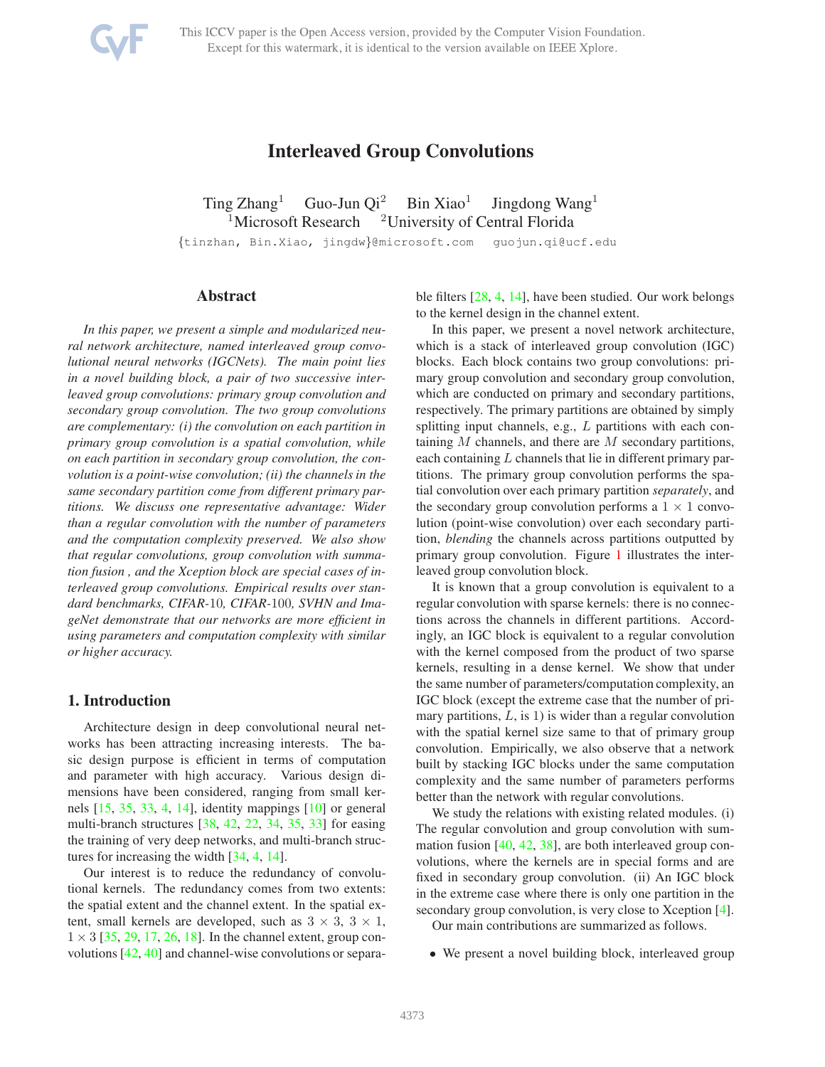# Interleaved Group Convolutions

Ting Zhang[1] Guo-Jun Qi[2] Bin Xiao[1] Jingdong Wang[1]
[1]Microsoft Research [2]University of Central Florida

{tinzhan, Bin.Xiao, jingdw}@microsoft.com guojun.qi@ucf.edu

## Abstract

*In this paper, we present a simple and modularized neural network architecture, named interleaved group convolutional neural networks (IGCNets). The main point lies in a novel building block, a pair of two successive interleaved group convolutions: primary group convolution and secondary group convolution. The two group convolutions are complementary: (i) the convolution on each partition in primary group convolution is a spatial convolution, while on each partition in secondary group convolution, the convolution is a point-wise convolution; (ii) the channels in the same secondary partition come from different primary partitions. We discuss one representative advantage: Wider than a regular convolution with the number of parameters and the computation complexity preserved. We also show that regular convolutions, group convolution with summation fusion , and the Xception block are special cases of interleaved group convolutions. Empirical results over standard benchmarks, CIFAR-10, CIFAR-100, SVHN and ImageNet demonstrate that our networks are more efficient in using parameters and computation complexity with similar or higher accuracy.*

## 1. Introduction

Architecture design in deep convolutional neural networks has been attracting increasing interests. The basic design purpose is efficient in terms of computation and parameter with high accuracy. Various design dimensions have been considered, ranging from small kernels [15, 35, 33, 4, 14], identity mappings [10] or general multi-branch structures [38, 42, 22, 34, 35, 33] for easing the training of very deep networks, and multi-branch structures for increasing the width [34, 4, 14].

Our interest is to reduce the redundancy of convolutional kernels. The redundancy comes from two extents: the spatial extent and the channel extent. In the spatial extent, small kernels are developed, such as $3 \times 3$, $3 \times 1$, $1 \times 3$ [35, 29, 17, 26, 18]. In the channel extent, group convolutions [42, 40] and channel-wise convolutions or separable filters [28, 4, 14], have been studied. Our work belongs to the kernel design in the channel extent.

In this paper, we present a novel network architecture, which is a stack of interleaved group convolution (IGC) blocks. Each block contains two group convolutions: primary group convolution and secondary group convolution, which are conducted on primary and secondary partitions, respectively. The primary partitions are obtained by simply splitting input channels, e.g., $L$ partitions with each containing $M$ channels, and there are $M$ secondary partitions, each containing $L$ channels that lie in different primary partitions. The primary group convolution performs the spatial convolution over each primary partition *separately*, and the secondary group convolution performs a $1 \times 1$ convolution (point-wise convolution) over each secondary partition, *blending* the channels across partitions outputted by primary group convolution. Figure 1 illustrates the interleaved group convolution block.

It is known that a group convolution is equivalent to a regular convolution with sparse kernels: there is no connections across the channels in different partitions. Accordingly, an IGC block is equivalent to a regular convolution with the kernel composed from the product of two sparse kernels, resulting in a dense kernel. We show that under the same number of parameters/computation complexity, an IGC block (except the extreme case that the number of primary partitions, $L$, is 1) is wider than a regular convolution with the spatial kernel size same to that of primary group convolution. Empirically, we also observe that a network built by stacking IGC blocks under the same computation complexity and the same number of parameters performs better than the network with regular convolutions.

We study the relations with existing related modules. (i) The regular convolution and group convolution with summation fusion [40, 42, 38], are both interleaved group convolutions, where the kernels are in special forms and are fixed in secondary group convolution. (ii) An IGC block in the extreme case where there is only one partition in the secondary group convolution, is very close to Xception [4].

Our main contributions are summarized as follows.

- We present a novel building block, interleaved group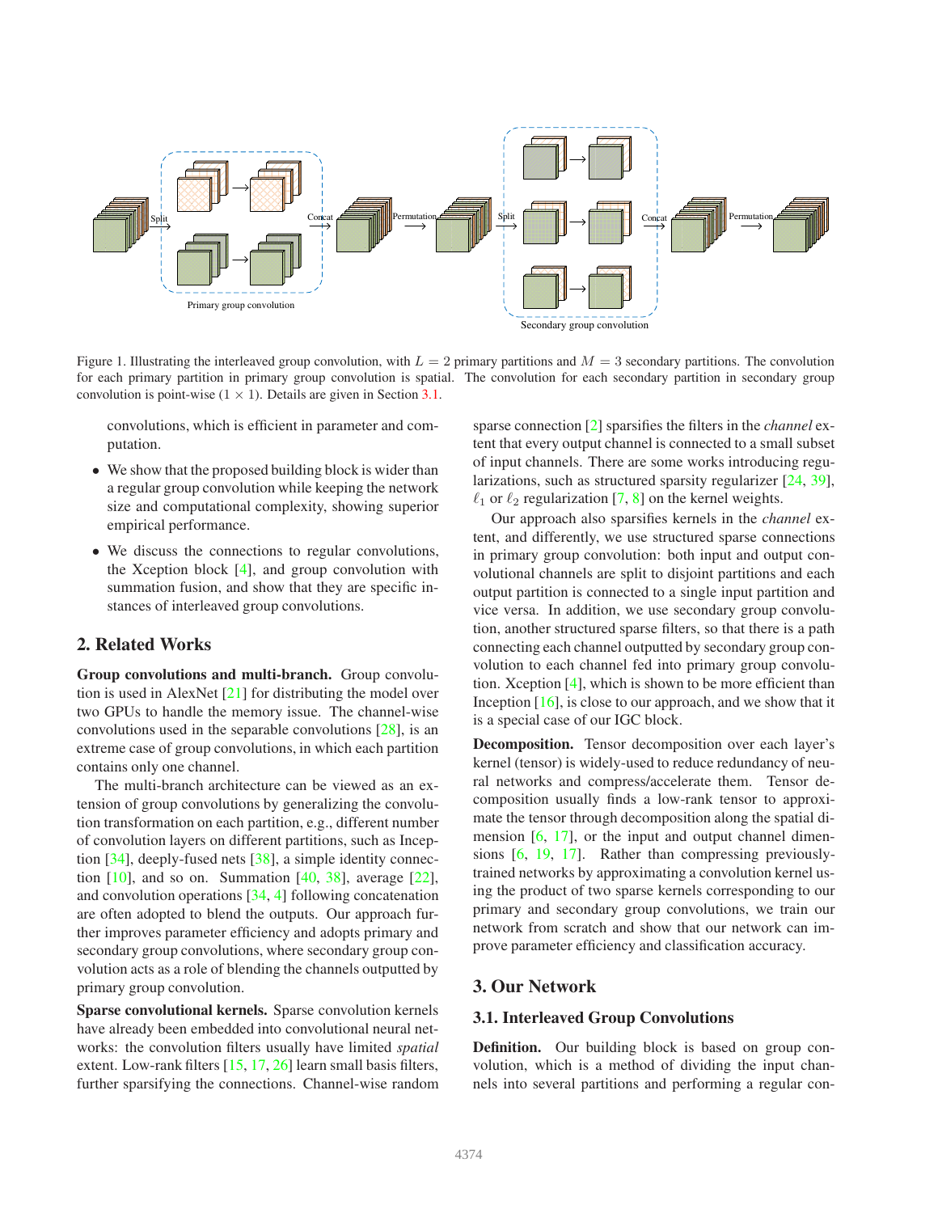Figure 1. Illustrating the interleaved group convolution, with $L = 2$ primary partitions and $M = 3$ secondary partitions. The convolution for each primary partition in primary group convolution is spatial. The convolution for each secondary partition in secondary group convolution is point-wise ($1 \times 1$). Details are given in Section 3.1.

convolutions, which is efficient in parameter and computation.

- We show that the proposed building block is wider than a regular group convolution while keeping the network size and computational complexity, showing superior empirical performance.
- We discuss the connections to regular convolutions, the Xception block [4], and group convolution with summation fusion, and show that they are specific instances of interleaved group convolutions.

## 2. Related Works

**Group convolutions and multi-branch.** Group convolution is used in AlexNet [21] for distributing the model over two GPUs to handle the memory issue. The channel-wise convolutions used in the separable convolutions [28], is an extreme case of group convolutions, in which each partition contains only one channel.

The multi-branch architecture can be viewed as an extension of group convolutions by generalizing the convolution transformation on each partition, e.g., different number of convolution layers on different partitions, such as Inception [34], deeply-fused nets [38], a simple identity connection [10], and so on. Summation [40, 38], average [22], and convolution operations [34, 4] following concatenation are often adopted to blend the outputs. Our approach further improves parameter efficiency and adopts primary and secondary group convolutions, where secondary group convolution acts as a role of blending the channels outputted by primary group convolution.

**Sparse convolutional kernels.** Sparse convolution kernels have already been embedded into convolutional neural networks: the convolution filters usually have limited *spatial* extent. Low-rank filters [15, 17, 26] learn small basis filters, further sparsifying the connections. Channel-wise random sparse connection [2] sparsifies the filters in the *channel* extent that every output channel is connected to a small subset of input channels. There are some works introducing regularizations, such as structured sparsity regularizer [24, 39], $\ell_1$ or $\ell_2$ regularization [7, 8] on the kernel weights.

Our approach also sparsifies kernels in the *channel* extent, and differently, we use structured sparse connections in primary group convolution: both input and output convolutional channels are split to disjoint partitions and each output partition is connected to a single input partition and vice versa. In addition, we use secondary group convolution, another structured sparse filters, so that there is a path connecting each channel outputted by secondary group convolution to each channel fed into primary group convolution. Xception [4], which is shown to be more efficient than Inception [16], is close to our approach, and we show that it is a special case of our IGC block.

**Decomposition.** Tensor decomposition over each layer's kernel (tensor) is widely-used to reduce redundancy of neural networks and compress/accelerate them. Tensor decomposition usually finds a low-rank tensor to approximate the tensor through decomposition along the spatial dimension [6, 17], or the input and output channel dimensions [6, 19, 17]. Rather than compressing previously-trained networks by approximating a convolution kernel using the product of two sparse kernels corresponding to our primary and secondary group convolutions, we train our network from scratch and show that our network can improve parameter efficiency and classification accuracy.

## 3. Our Network

### 3.1. Interleaved Group Convolutions

**Definition.** Our building block is based on group convolution, which is a method of dividing the input channels into several partitions and performing a regular con-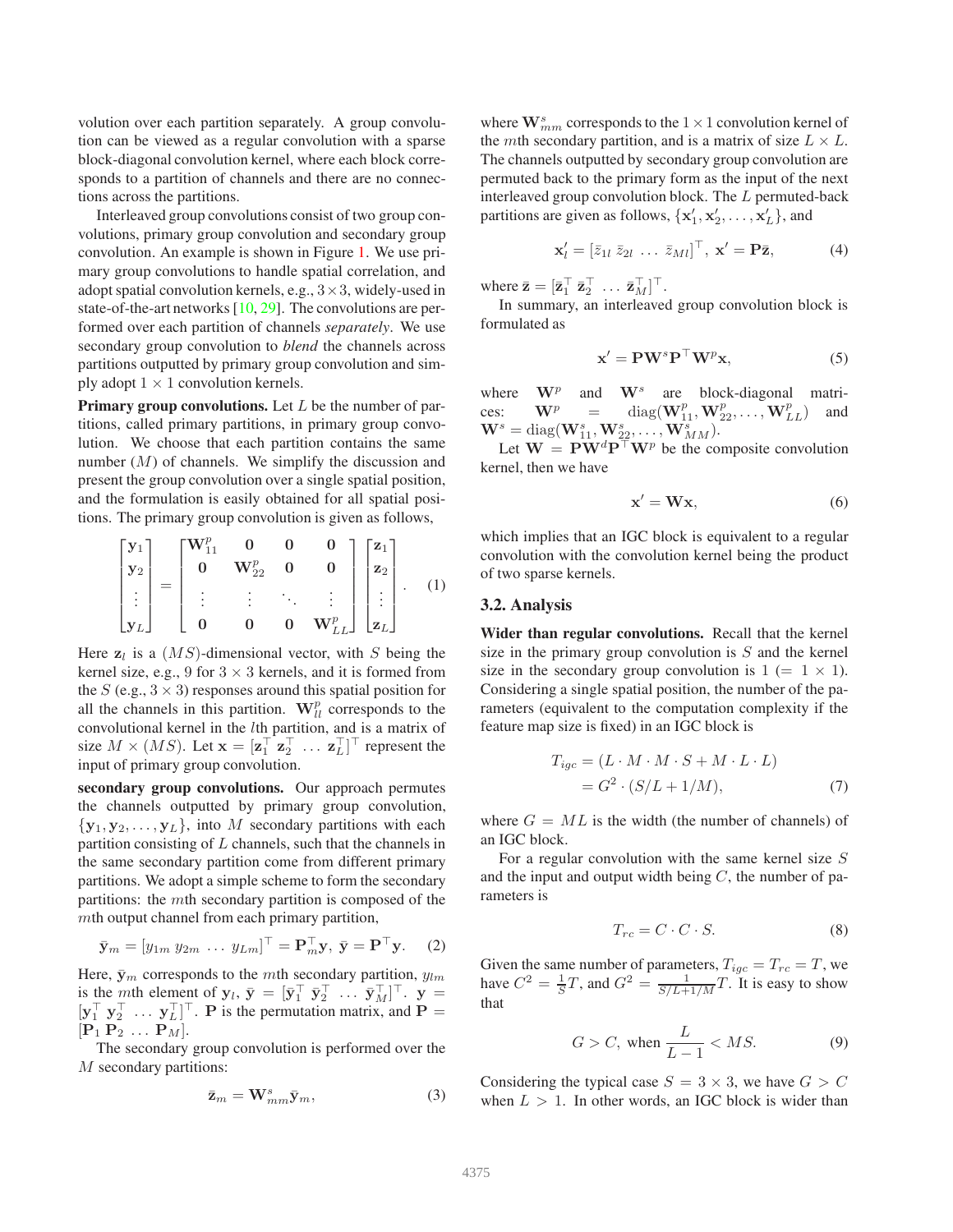volution over each partition separately. A group convolution can be viewed as a regular convolution with a sparse block-diagonal convolution kernel, where each block corresponds to a partition of channels and there are no connections across the partitions.

Interleaved group convolutions consist of two group convolutions, primary group convolution and secondary group convolution. An example is shown in Figure 1. We use primary group convolutions to handle spatial correlation, and adopt spatial convolution kernels, e.g., $3\times3$, widely-used in state-of-the-art networks [10, 29]. The convolutions are performed over each partition of channels *separately*. We use secondary group convolution to *blend* the channels across partitions outputted by primary group convolution and simply adopt $1\times1$ convolution kernels.

**Primary group convolutions.** Let $L$ be the number of partitions, called primary partitions, in primary group convolution. We choose that each partition contains the same number ($M$) of channels. We simplify the discussion and present the group convolution over a single spatial position, and the formulation is easily obtained for all spatial positions. The primary group convolution is given as follows,

$$\begin{bmatrix}\mathbf{y}_1\\ \mathbf{y}_2\\ \vdots\\ \mathbf{y}_L\end{bmatrix} = \begin{bmatrix}\mathbf{W}^p_{11} & \mathbf{0} & \mathbf{0} & \mathbf{0}\\ \mathbf{0} & \mathbf{W}^p_{22} & \mathbf{0} & \mathbf{0}\\ \vdots & \vdots & \ddots & \vdots\\ \mathbf{0} & \mathbf{0} & \mathbf{0} & \mathbf{W}^p_{LL}\end{bmatrix}\begin{bmatrix}\mathbf{z}_1\\ \mathbf{z}_2\\ \vdots\\ \mathbf{z}_L\end{bmatrix}. \quad (1)$$

Here $\mathbf{z}_l$ is a $(MS)$-dimensional vector, with $S$ being the kernel size, e.g., 9 for $3\times3$ kernels, and it is formed from the $S$ (e.g., $3\times3$) responses around this spatial position for all the channels in this partition. $\mathbf{W}^p_{ll}$ corresponds to the convolutional kernel in the $l$th partition, and is a matrix of size $M\times(MS)$. Let $\mathbf{x} = [\mathbf{z}_1^\top\ \mathbf{z}_2^\top\ \dots\ \mathbf{z}_L^\top]^\top$ represent the input of primary group convolution.

**secondary group convolutions.** Our approach permutes the channels outputted by primary group convolution, $\{\mathbf{y}_1, \mathbf{y}_2, \dots, \mathbf{y}_L\}$, into $M$ secondary partitions with each partition consisting of $L$ channels, such that the channels in the same secondary partition come from different primary partitions. We adopt a simple scheme to form the secondary partitions: the $m$th secondary partition is composed of the $m$th output channel from each primary partition,

$$\bar{\mathbf{y}}_m = [y_{1m}\ y_{2m}\ \dots\ y_{Lm}]^\top = \mathbf{P}_m^\top\mathbf{y},\ \bar{\mathbf{y}} = \mathbf{P}^\top\mathbf{y}. \quad (2)$$

Here, $\bar{\mathbf{y}}_m$ corresponds to the $m$th secondary partition, $y_{lm}$ is the $m$th element of $\mathbf{y}_l$, $\bar{\mathbf{y}} = [\bar{\mathbf{y}}_1^\top\ \bar{\mathbf{y}}_2^\top\ \dots\ \bar{\mathbf{y}}_M^\top]^\top$. $\mathbf{y} = [\mathbf{y}_1^\top\ \mathbf{y}_2^\top\ \dots\ \mathbf{y}_L^\top]^\top$. $\mathbf{P}$ is the permutation matrix, and $\mathbf{P} = [\mathbf{P}_1\ \mathbf{P}_2\ \dots\ \mathbf{P}_M]$.

The secondary group convolution is performed over the $M$ secondary partitions:

$$\bar{\mathbf{z}}_m = \mathbf{W}^s_{mm}\bar{\mathbf{y}}_m, \quad (3)$$

where $\mathbf{W}^s_{mm}$ corresponds to the $1\times1$ convolution kernel of the $m$th secondary partition, and is a matrix of size $L\times L$. The channels outputted by secondary group convolution are permuted back to the primary form as the input of the next interleaved group convolution block. The $L$ permuted-back partitions are given as follows, $\{\mathbf{x}'_1, \mathbf{x}'_2, \dots, \mathbf{x}'_L\}$, and

$$\mathbf{x}'_l = [\bar{z}_{1l}\ \bar{z}_{2l}\ \dots\ \bar{z}_{Ml}]^\top,\ \mathbf{x}' = \mathbf{P}\bar{\mathbf{z}}, \quad (4)$$

where $\bar{\mathbf{z}} = [\bar{\mathbf{z}}_1^\top\ \bar{\mathbf{z}}_2^\top\ \dots\ \bar{\mathbf{z}}_M^\top]^\top$.

In summary, an interleaved group convolution block is formulated as

$$\mathbf{x}' = \mathbf{P}\mathbf{W}^s\mathbf{P}^\top\mathbf{W}^p\mathbf{x}, \quad (5)$$

where $\mathbf{W}^p$ and $\mathbf{W}^s$ are block-diagonal matrices: $\mathbf{W}^p = \operatorname{diag}(\mathbf{W}^p_{11}, \mathbf{W}^p_{22}, \dots, \mathbf{W}^p_{LL})$ and $\mathbf{W}^s = \operatorname{diag}(\mathbf{W}^s_{11}, \mathbf{W}^s_{22}, \dots, \mathbf{W}^s_{MM})$.

Let $\mathbf{W} = \mathbf{P}\mathbf{W}^d\mathbf{P}^\top\mathbf{W}^p$ be the composite convolution kernel, then we have

$$\mathbf{x}' = \mathbf{W}\mathbf{x}, \quad (6)$$

which implies that an IGC block is equivalent to a regular convolution with the convolution kernel being the product of two sparse kernels.

### 3.2. Analysis

**Wider than regular convolutions.** Recall that the kernel size in the primary group convolution is $S$ and the kernel size in the secondary group convolution is $1$ ($= 1\times1$). Considering a single spatial position, the number of the parameters (equivalent to the computation complexity if the feature map size is fixed) in an IGC block is

$$\begin{aligned} T_{igc} &= (L\cdot M\cdot M\cdot S + M\cdot L\cdot L)\\ &= G^2\cdot(S/L + 1/M), \end{aligned} \quad (7)$$

where $G = ML$ is the width (the number of channels) of an IGC block.

For a regular convolution with the same kernel size $S$ and the input and output width being $C$, the number of parameters is

$$T_{rc} = C\cdot C\cdot S. \quad (8)$$

Given the same number of parameters, $T_{igc} = T_{rc} = T$, we have $C^2 = \frac{1}{S}T$, and $G^2 = \frac{1}{S/L+1/M}T$. It is easy to show that

$$G > C,\ \text{when}\ \frac{L}{L-1} < MS. \quad (9)$$

Considering the typical case $S = 3\times3$, we have $G > C$ when $L > 1$. In other words, an IGC block is wider than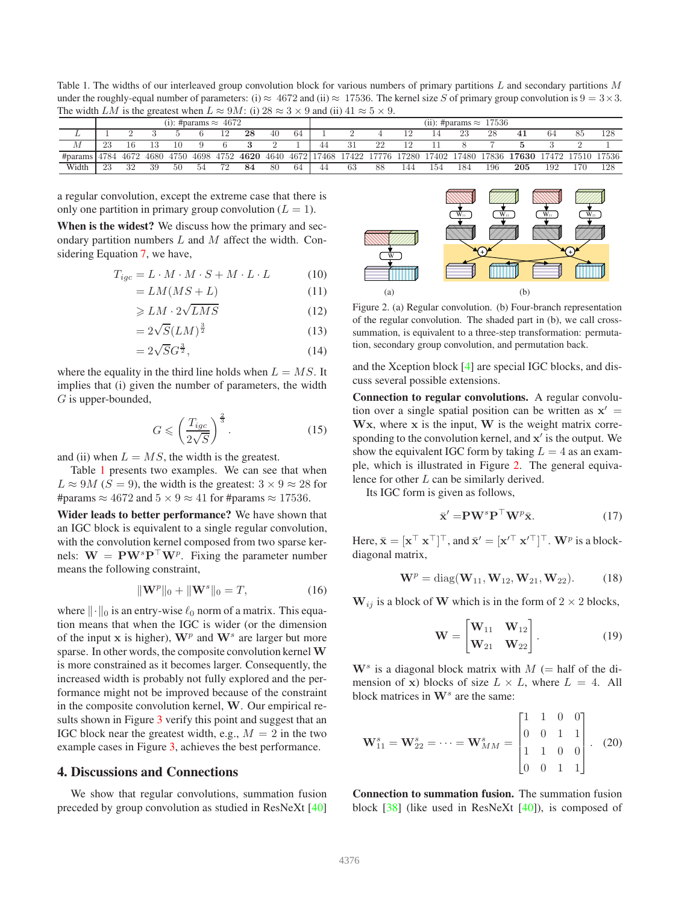Table 1. The widths of our interleaved group convolution block for various numbers of primary partitions $L$ and secondary partitions $M$ under the roughly-equal number of parameters: (i) $\approx$ 4672 and (ii) $\approx$ 17536. The kernel size $S$ of primary group convolution is $9 = 3 \times 3$. The width $LM$ is the greatest when $L \approx 9M$: (i) $28 \approx 3 \times 9$ and (ii) $41 \approx 5 \times 9$.

| | (i): #params $\approx$ 4672 | | | | | | | | | (ii): #params $\approx$ 17536 | | | | | | | | | | |
|---|---|---|---|---|---|---|---|---|---|---|---|---|---|---|---|---|---|---|---|---|
| $L$ | 1 | 2 | 3 | 5 | 6 | 12 | **28** | 40 | 64 | 1 | 2 | 4 | 12 | 14 | 23 | 28 | **41** | 64 | 85 | 128 |
| $M$ | 23 | 16 | 13 | 10 | 9 | 6 | **3** | 2 | 1 | 44 | 31 | 22 | 12 | 11 | 8 | 7 | **5** | 3 | 2 | 1 |
| #params | 4784 | 4672 | 4680 | 4750 | 4698 | 4752 | **4620** | 4640 | 4672 | 17468 | 17422 | 17776 | 17280 | 17402 | 17480 | 17836 | **17630** | 17472 | 17510 | 17536 |
| Width | 23 | 32 | 39 | 50 | 54 | 72 | **84** | 80 | 64 | 44 | 63 | 88 | 144 | 154 | 184 | 196 | **205** | 192 | 170 | 128 |

a regular convolution, except the extreme case that there is only one partition in primary group convolution ($L = 1$).

**When is the widest?** We discuss how the primary and secondary partition numbers $L$ and $M$ affect the width. Considering Equation 7, we have,

$$
\begin{aligned}
T_{igc} &= L \cdot M \cdot M \cdot S + M \cdot L \cdot L && (10)\\
&= LM(MS + L) && (11)\\
&\geqslant LM \cdot 2\sqrt{LMS} && (12)\\
&= 2\sqrt{S}(LM)^{\frac{3}{2}} && (13)\\
&= 2\sqrt{S}G^{\frac{3}{2}}, && (14)
\end{aligned}
$$

where the equality in the third line holds when $L = MS$. It implies that (i) given the number of parameters, the width $G$ is upper-bounded,

$$
G \leqslant \left(\frac{T_{igc}}{2\sqrt{S}}\right)^{\frac{2}{3}}. \tag{15}
$$

and (ii) when $L = MS$, the width is the greatest.

Table 1 presents two examples. We can see that when $L \approx 9M$ ($S = 9$), the width is the greatest: $3 \times 9 \approx 28$ for #params $\approx 4672$ and $5 \times 9 \approx 41$ for #params $\approx 17536$.

**Wider leads to better performance?** We have shown that an IGC block is equivalent to a single regular convolution, with the convolution kernel composed from two sparse kernels: $\mathbf{W} = \mathbf{P}\mathbf{W}^s\mathbf{P}^\top\mathbf{W}^p$. Fixing the parameter number means the following constraint,

$$
\|\mathbf{W}^p\|_0 + \|\mathbf{W}^s\|_0 = T, \tag{16}
$$

where $\|\cdot\|_0$ is an entry-wise $\ell_0$ norm of a matrix. This equation means that when the IGC is wider (or the dimension of the input $\mathbf{x}$ is higher), $\mathbf{W}^p$ and $\mathbf{W}^s$ are larger but more sparse. In other words, the composite convolution kernel $\mathbf{W}$ is more constrained as it becomes larger. Consequently, the increased width is probably not fully explored and the performance might not be improved because of the constraint in the composite convolution kernel, $\mathbf{W}$. Our empirical results shown in Figure 3 verify this point and suggest that an IGC block near the greatest width, e.g., $M = 2$ in the two example cases in Figure 3, achieves the best performance.

## 4. Discussions and Connections

We show that regular convolutions, summation fusion preceded by group convolution as studied in ResNeXt [40] and the Xception block [4] are special IGC blocks, and discuss several possible extensions.

Figure 2. (a) Regular convolution. (b) Four-branch representation of the regular convolution. The shaded part in (b), we call cross-summation, is equivalent to a three-step transformation: permutation, secondary group convolution, and permutation back.

**Connection to regular convolutions.** A regular convolution over a single spatial position can be written as $\mathbf{x}' = \mathbf{W}\mathbf{x}$, where $\mathbf{x}$ is the input, $\mathbf{W}$ is the weight matrix corresponding to the convolution kernel, and $\mathbf{x}'$ is the output. We show the equivalent IGC form by taking $L = 4$ as an example, which is illustrated in Figure 2. The general equivalence for other $L$ can be similarly derived.

Its IGC form is given as follows,

$$
\bar{\mathbf{x}}' = \mathbf{P}\mathbf{W}^s\mathbf{P}^\top\mathbf{W}^p\bar{\mathbf{x}}. \tag{17}
$$

Here, $\bar{\mathbf{x}} = [\mathbf{x}^\top\ \mathbf{x}^\top]^\top$, and $\bar{\mathbf{x}}' = [\mathbf{x}'^\top\ \mathbf{x}'^\top]^\top$. $\mathbf{W}^p$ is a block-diagonal matrix,

$$
\mathbf{W}^p = \operatorname{diag}(\mathbf{W}_{11}, \mathbf{W}_{12}, \mathbf{W}_{21}, \mathbf{W}_{22}). \tag{18}
$$

$\mathbf{W}_{ij}$ is a block of $\mathbf{W}$ which is in the form of $2 \times 2$ blocks,

$$
\mathbf{W} = \begin{bmatrix} \mathbf{W}_{11} & \mathbf{W}_{12} \\ \mathbf{W}_{21} & \mathbf{W}_{22} \end{bmatrix}. \tag{19}
$$

$\mathbf{W}^s$ is a diagonal block matrix with $M$ (= half of the dimension of $\mathbf{x}$) blocks of size $L \times L$, where $L = 4$. All block matrices in $\mathbf{W}^s$ are the same:

$$
\mathbf{W}^s_{11} = \mathbf{W}^s_{22} = \cdots = \mathbf{W}^s_{MM} = \begin{bmatrix} 1 & 1 & 0 & 0 \\ 0 & 0 & 1 & 1 \\ 1 & 1 & 0 & 0 \\ 0 & 0 & 1 & 1 \end{bmatrix}. \tag{20}
$$

**Connection to summation fusion.** The summation fusion block [38] (like used in ResNeXt [40]), is composed of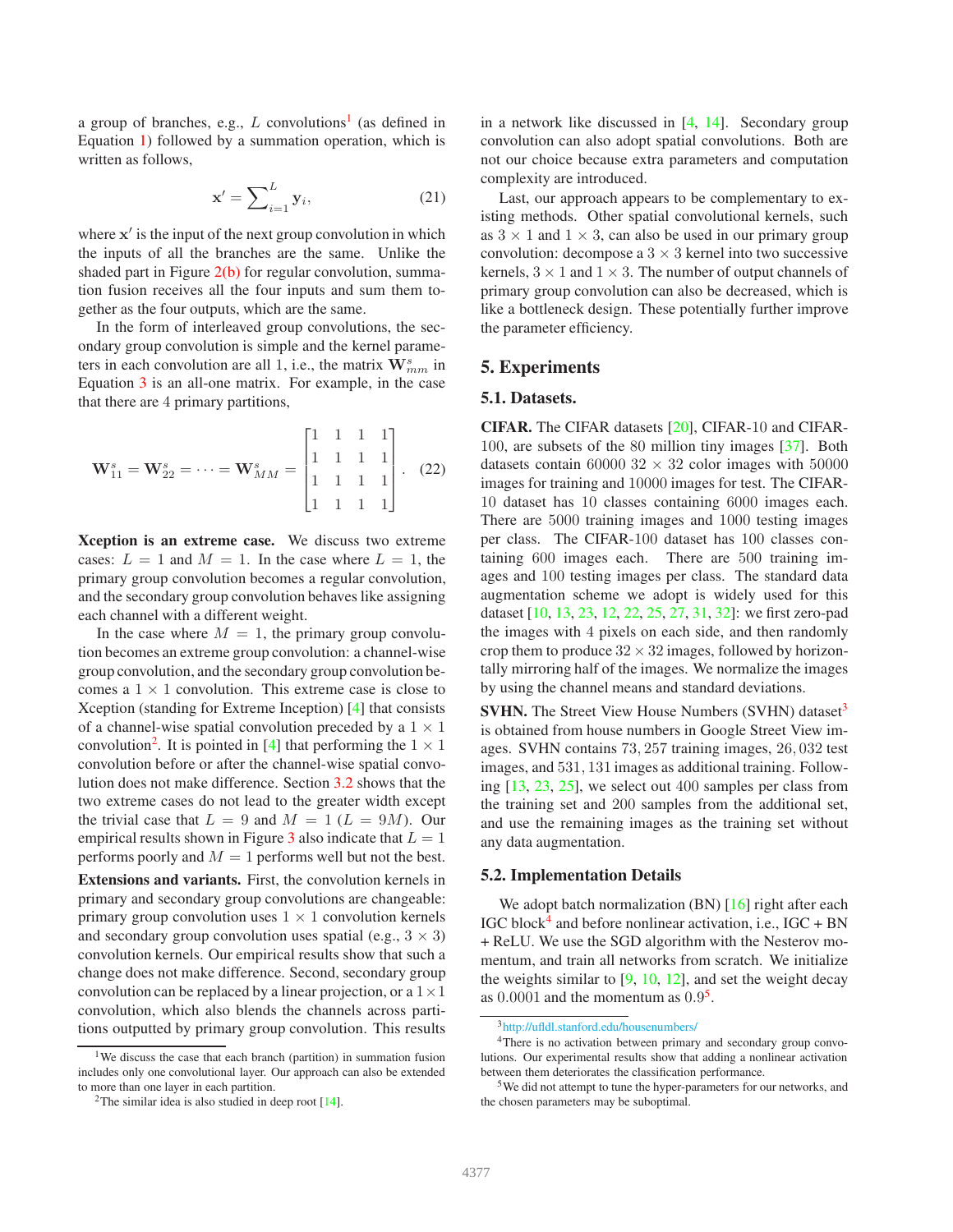a group of branches, e.g., $L$ convolutions[1] (as defined in Equation 1) followed by a summation operation, which is written as follows,

$$\mathbf{x}' = \sum_{i=1}^{L} \mathbf{y}_i, \tag{21}$$

where $\mathbf{x}'$ is the input of the next group convolution in which the inputs of all the branches are the same. Unlike the shaded part in Figure 2(b) for regular convolution, summation fusion receives all the four inputs and sum them together as the four outputs, which are the same.

In the form of interleaved group convolutions, the secondary group convolution is simple and the kernel parameters in each convolution are all 1, i.e., the matrix $\mathbf{W}^s_{mm}$ in Equation 3 is an all-one matrix. For example, in the case that there are 4 primary partitions,

$$\mathbf{W}^s_{11} = \mathbf{W}^s_{22} = \cdots = \mathbf{W}^s_{MM} = \begin{bmatrix} 1 & 1 & 1 & 1 \\ 1 & 1 & 1 & 1 \\ 1 & 1 & 1 & 1 \\ 1 & 1 & 1 & 1 \end{bmatrix}. \tag{22}$$

**Xception is an extreme case.** We discuss two extreme cases: $L = 1$ and $M = 1$. In the case where $L = 1$, the primary group convolution becomes a regular convolution, and the secondary group convolution behaves like assigning each channel with a different weight.

In the case where $M = 1$, the primary group convolution becomes an extreme group convolution: a channel-wise group convolution, and the secondary group convolution becomes a $1 \times 1$ convolution. This extreme case is close to Xception (standing for Extreme Inception) [4] that consists of a channel-wise spatial convolution preceded by a $1 \times 1$ convolution[2]. It is pointed in [4] that performing the $1 \times 1$ convolution before or after the channel-wise spatial convolution does not make difference. Section 3.2 shows that the two extreme cases do not lead to the greater width except the trivial case that $L = 9$ and $M = 1$ ($L = 9M$). Our empirical results shown in Figure 3 also indicate that $L = 1$ performs poorly and $M = 1$ performs well but not the best.

**Extensions and variants.** First, the convolution kernels in primary and secondary group convolutions are changeable: primary group convolution uses $1 \times 1$ convolution kernels and secondary group convolution uses spatial (e.g., $3 \times 3$) convolution kernels. Our empirical results show that such a change does not make difference. Second, secondary group convolution can be replaced by a linear projection, or a $1 \times 1$ convolution, which also blends the channels across partitions outputted by primary group convolution. This results in a network like discussed in [4, 14]. Secondary group convolution can also adopt spatial convolutions. Both are not our choice because extra parameters and computation complexity are introduced.

Last, our approach appears to be complementary to existing methods. Other spatial convolutional kernels, such as $3 \times 1$ and $1 \times 3$, can also be used in our primary group convolution: decompose a $3 \times 3$ kernel into two successive kernels, $3 \times 1$ and $1 \times 3$. The number of output channels of primary group convolution can also be decreased, which is like a bottleneck design. These potentially further improve the parameter efficiency.

## 5. Experiments

### 5.1. Datasets.

**CIFAR.** The CIFAR datasets [20], CIFAR-10 and CIFAR-100, are subsets of the 80 million tiny images [37]. Both datasets contain 60000 $32 \times 32$ color images with 50000 images for training and 10000 images for test. The CIFAR-10 dataset has 10 classes containing 6000 images each. There are 5000 training images and 1000 testing images per class. The CIFAR-100 dataset has 100 classes containing 600 images each. There are 500 training images and 100 testing images per class. The standard data augmentation scheme we adopt is widely used for this dataset [10, 13, 23, 12, 22, 25, 27, 31, 32]: we first zero-pad the images with 4 pixels on each side, and then randomly crop them to produce $32 \times 32$ images, followed by horizontally mirroring half of the images. We normalize the images by using the channel means and standard deviations.

**SVHN.** The Street View House Numbers (SVHN) dataset[3] is obtained from house numbers in Google Street View images. SVHN contains 73,257 training images, 26,032 test images, and 531,131 images as additional training. Following [13, 23, 25], we select out 400 samples per class from the training set and 200 samples from the additional set, and use the remaining images as the training set without any data augmentation.

### 5.2. Implementation Details

We adopt batch normalization (BN) [16] right after each IGC block[4] and before nonlinear activation, i.e., IGC + BN + ReLU. We use the SGD algorithm with the Nesterov momentum, and train all networks from scratch. We initialize the weights similar to [9, 10, 12], and set the weight decay as 0.0001 and the momentum as 0.9[5].

[1] We discuss the case that each branch (partition) in summation fusion includes only one convolutional layer. Our approach can also be extended to more than one layer in each partition.

[2] The similar idea is also studied in deep root [14].

[3] http://ufldl.stanford.edu/housenumbers/

[4] There is no activation between primary and secondary group convolutions. Our experimental results show that adding a nonlinear activation between them deteriorates the classification performance.

[5] We did not attempt to tune the hyper-parameters for our networks, and the chosen parameters may be suboptimal.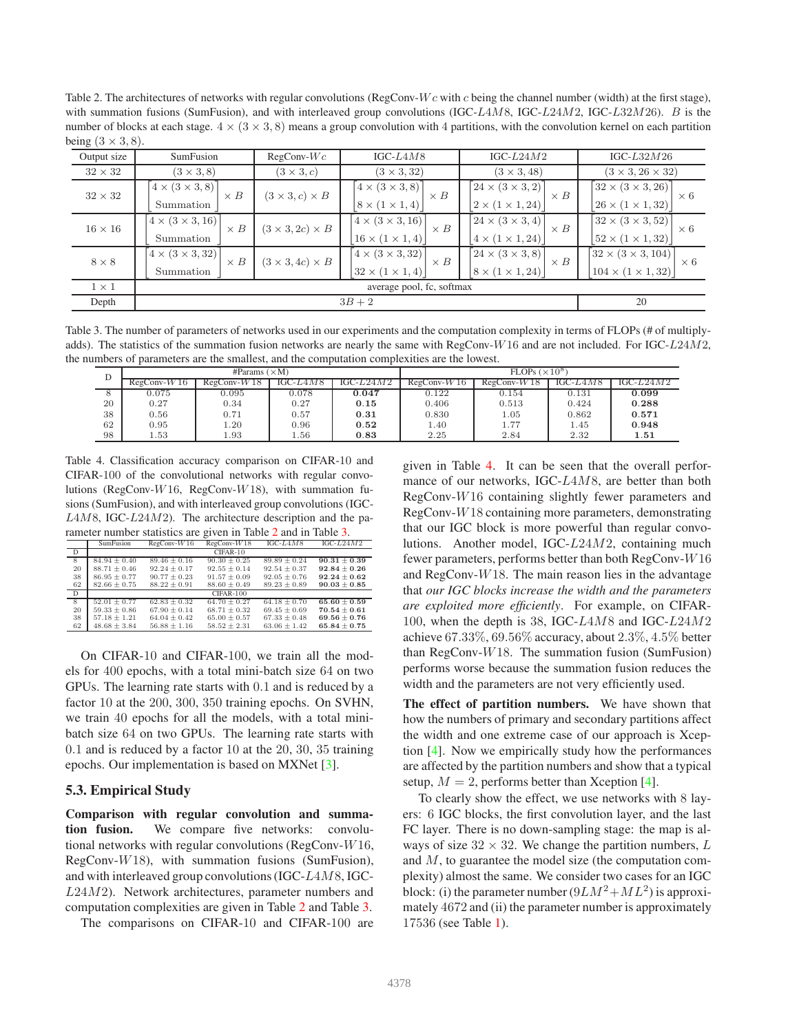Table 2. The architectures of networks with regular convolutions (RegConv-$Wc$ with $c$ being the channel number (width) at the first stage), with summation fusions (SumFusion), and with interleaved group convolutions (IGC-$L4M8$, IGC-$L24M2$, IGC-$L32M26$). $B$ is the number of blocks at each stage. $4 \times (3 \times 3, 8)$ means a group convolution with 4 partitions, with the convolution kernel on each partition being $(3 \times 3, 8)$.

| Output size | SumFusion | RegConv-$Wc$ | IGC-$L4M8$ | IGC-$L24M2$ | IGC-$L32M26$ |
|---|---|---|---|---|---|
| $32 \times 32$ | $(3 \times 3, 8)$ | $(3 \times 3, c)$ | $(3 \times 3, 32)$ | $(3 \times 3, 48)$ | $(3 \times 3, 26 \times 32)$ |
| $32 \times 32$ | $\begin{bmatrix} 4 \times (3 \times 3, 8) \\ \text{Summation} \end{bmatrix} \times B$ | $(3 \times 3, c) \times B$ | $\begin{bmatrix} 4 \times (3 \times 3, 8) \\ 8 \times (1 \times 1, 4) \end{bmatrix} \times B$ | $\begin{bmatrix} 24 \times (3 \times 3, 2) \\ 2 \times (1 \times 1, 24) \end{bmatrix} \times B$ | $\begin{bmatrix} 32 \times (3 \times 3, 26) \\ 26 \times (1 \times 1, 32) \end{bmatrix} \times 6$ |
| $16 \times 16$ | $\begin{bmatrix} 4 \times (3 \times 3, 16) \\ \text{Summation} \end{bmatrix} \times B$ | $(3 \times 3, 2c) \times B$ | $\begin{bmatrix} 4 \times (3 \times 3, 16) \\ 16 \times (1 \times 1, 4) \end{bmatrix} \times B$ | $\begin{bmatrix} 24 \times (3 \times 3, 4) \\ 4 \times (1 \times 1, 24) \end{bmatrix} \times B$ | $\begin{bmatrix} 32 \times (3 \times 3, 52) \\ 52 \times (1 \times 1, 32) \end{bmatrix} \times 6$ |
| $8 \times 8$ | $\begin{bmatrix} 4 \times (3 \times 3, 32) \\ \text{Summation} \end{bmatrix} \times B$ | $(3 \times 3, 4c) \times B$ | $\begin{bmatrix} 4 \times (3 \times 3, 32) \\ 32 \times (1 \times 1, 4) \end{bmatrix} \times B$ | $\begin{bmatrix} 24 \times (3 \times 3, 8) \\ 8 \times (1 \times 1, 24) \end{bmatrix} \times B$ | $\begin{bmatrix} 32 \times (3 \times 3, 104) \\ 104 \times (1 \times 1, 32) \end{bmatrix} \times 6$ |
| $1 \times 1$ | average pool, fc, softmax | | | | |
| Depth | $3B + 2$ | | | | 20 |

Table 3. The number of parameters of networks used in our experiments and the computation complexity in terms of FLOPs (# of multiply-adds). The statistics of the summation fusion networks are nearly the same with RegConv-$W16$ and are not included. For IGC-$L24M2$, the numbers of parameters are the smallest, and the computation complexities are the lowest.

| D | #Params ($\times$M) | | | | FLOPs ($\times 10^8$) | | | |
|---|---|---|---|---|---|---|---|---|
| | RegConv-$W16$ | RegConv-$W18$ | IGC-$L4M8$ | IGC-$L24M2$ | RegConv-$W16$ | RegConv-$W18$ | IGC-$L4M8$ | IGC-$L24M2$ |
| 8 | 0.075 | 0.095 | 0.078 | **0.047** | 0.122 | 0.154 | 0.131 | **0.099** |
| 20 | 0.27 | 0.34 | 0.27 | **0.15** | 0.406 | 0.513 | 0.424 | **0.288** |
| 38 | 0.56 | 0.71 | 0.57 | **0.31** | 0.830 | 1.05 | 0.862 | **0.571** |
| 62 | 0.95 | 1.20 | 0.96 | **0.52** | 1.40 | 1.77 | 1.45 | **0.948** |
| 98 | 1.53 | 1.93 | 1.56 | **0.83** | 2.25 | 2.84 | 2.32 | **1.51** |

Table 4. Classification accuracy comparison on CIFAR-10 and CIFAR-100 of the convolutional networks with regular convolutions (RegConv-$W16$, RegConv-$W18$), with summation fusions (SumFusion), and with interleaved group convolutions (IGC-$L4M8$, IGC-$L24M2$). The architecture description and the parameter number statistics are given in Table 2 and in Table 3.

| | SumFusion | RegConv-$W16$ | RegConv-$W18$ | IGC-$L4M8$ | IGC-$L24M2$ |
|---|---|---|---|---|---|
| D | CIFAR-10 | | | | |
| 8 | $84.94 \pm 0.40$ | $89.46 \pm 0.16$ | $90.30 \pm 0.25$ | $89.89 \pm 0.24$ | $\mathbf{90.31 \pm 0.39}$ |
| 20 | $88.71 \pm 0.46$ | $92.24 \pm 0.17$ | $92.55 \pm 0.14$ | $92.54 \pm 0.37$ | $\mathbf{92.84 \pm 0.26}$ |
| 38 | $86.95 \pm 0.77$ | $90.77 \pm 0.23$ | $91.57 \pm 0.09$ | $92.05 \pm 0.76$ | $\mathbf{92.24 \pm 0.62}$ |
| 62 | $82.66 \pm 0.75$ | $88.22 \pm 0.91$ | $88.60 \pm 0.49$ | $89.23 \pm 0.89$ | $\mathbf{90.03 \pm 0.85}$ |
| D | CIFAR-100 | | | | |
| 8 | $52.01 \pm 0.77$ | $62.83 \pm 0.32$ | $64.70 \pm 0.27$ | $64.18 \pm 0.70$ | $\mathbf{65.60 \pm 0.59}$ |
| 20 | $59.33 \pm 0.86$ | $67.90 \pm 0.14$ | $68.71 \pm 0.32$ | $69.45 \pm 0.69$ | $\mathbf{70.54 \pm 0.61}$ |
| 38 | $57.18 \pm 1.21$ | $64.04 \pm 0.42$ | $65.00 \pm 0.57$ | $67.33 \pm 0.48$ | $\mathbf{69.56 \pm 0.76}$ |
| 62 | $48.68 \pm 3.84$ | $56.88 \pm 1.16$ | $58.52 \pm 2.31$ | $63.06 \pm 1.42$ | $\mathbf{65.84 \pm 0.75}$ |

On CIFAR-10 and CIFAR-100, we train all the models for 400 epochs, with a total mini-batch size 64 on two GPUs. The learning rate starts with 0.1 and is reduced by a factor 10 at the 200, 300, 350 training epochs. On SVHN, we train 40 epochs for all the models, with a total mini-batch size 64 on two GPUs. The learning rate starts with 0.1 and is reduced by a factor 10 at the 20, 30, 35 training epochs. Our implementation is based on MXNet [3].

### 5.3. Empirical Study

**Comparison with regular convolution and summation fusion.** We compare five networks: convolutional networks with regular convolutions (RegConv-$W16$, RegConv-$W18$), with summation fusions (SumFusion), and with interleaved group convolutions (IGC-$L4M8$, IGC-$L24M2$). Network architectures, parameter numbers and computation complexities are given in Table 2 and Table 3.

The comparisons on CIFAR-10 and CIFAR-100 are given in Table 4. It can be seen that the overall performance of our networks, IGC-$L4M8$, are better than both RegConv-$W16$ containing slightly fewer parameters and RegConv-$W18$ containing more parameters, demonstrating that our IGC block is more powerful than regular convolutions. Another model, IGC-$L24M2$, containing much fewer parameters, performs better than both RegConv-$W16$ and RegConv-$W18$. The main reason lies in the advantage that *our IGC blocks increase the width and the parameters are exploited more efficiently*. For example, on CIFAR-100, when the depth is 38, IGC-$L4M8$ and IGC-$L24M2$ achieve $67.33\%$, $69.56\%$ accuracy, about $2.3\%$, $4.5\%$ better than RegConv-$W18$. The summation fusion (SumFusion) performs worse because the summation fusion reduces the width and the parameters are not very efficiently used.

**The effect of partition numbers.** We have shown that how the numbers of primary and secondary partitions affect the width and one extreme case of our approach is Xception [4]. Now we empirically study how the performances are affected by the partition numbers and show that a typical setup, $M = 2$, performs better than Xception [4].

To clearly show the effect, we use networks with 8 layers: 6 IGC blocks, the first convolution layer, and the last FC layer. There is no down-sampling stage: the map is always of size $32 \times 32$. We change the partition numbers, $L$ and $M$, to guarantee the model size (the computation complexity) almost the same. We consider two cases for an IGC block: (i) the parameter number ($9LM^2 + ML^2$) is approximately 4672 and (ii) the parameter number is approximately 17536 (see Table 1).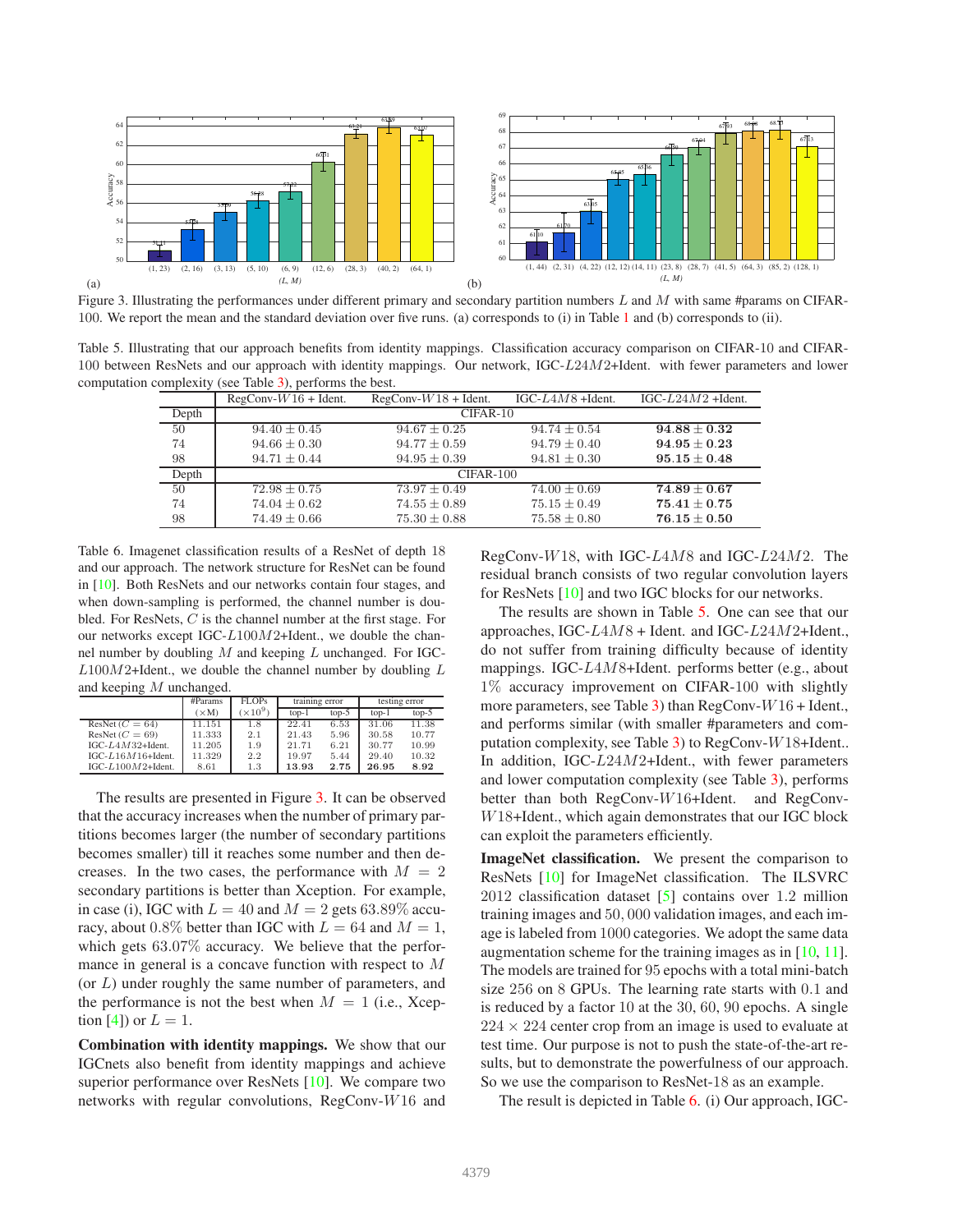Figure 3. Illustrating the performances under different primary and secondary partition numbers $L$ and $M$ with same #params on CIFAR-100. We report the mean and the standard deviation over five runs. (a) corresponds to (i) in Table 1 and (b) corresponds to (ii).

Table 5. Illustrating that our approach benefits from identity mappings. Classification accuracy comparison on CIFAR-10 and CIFAR-100 between ResNets and our approach with identity mappings. Our network, IGC-$L24M2$+Ident. with fewer parameters and lower computation complexity (see Table 3), performs the best.

| | RegConv-$W16$ + Ident. | RegConv-$W18$ + Ident. | IGC-$L4M8$ +Ident. | IGC-$L24M2$ +Ident. |
|---|---|---|---|---|
| Depth | CIFAR-10 | | | |
| 50 | $94.40 \pm 0.45$ | $94.67 \pm 0.25$ | $94.74 \pm 0.54$ | $\mathbf{94.88 \pm 0.32}$ |
| 74 | $94.66 \pm 0.30$ | $94.77 \pm 0.59$ | $94.79 \pm 0.40$ | $\mathbf{94.95 \pm 0.23}$ |
| 98 | $94.71 \pm 0.44$ | $94.95 \pm 0.39$ | $94.81 \pm 0.30$ | $\mathbf{95.15 \pm 0.48}$ |
| Depth | CIFAR-100 | | | |
| 50 | $72.98 \pm 0.75$ | $73.97 \pm 0.49$ | $74.00 \pm 0.69$ | $\mathbf{74.89 \pm 0.67}$ |
| 74 | $74.04 \pm 0.62$ | $74.55 \pm 0.89$ | $75.15 \pm 0.49$ | $\mathbf{75.41 \pm 0.75}$ |
| 98 | $74.49 \pm 0.66$ | $75.30 \pm 0.88$ | $75.58 \pm 0.80$ | $\mathbf{76.15 \pm 0.50}$ |

Table 6. Imagenet classification results of a ResNet of depth 18 and our approach. The network structure for ResNet can be found in [10]. Both ResNets and our networks contain four stages, and when down-sampling is performed, the channel number is doubled. For ResNets, $C$ is the channel number at the first stage. For our networks except IGC-$L100M2$+Ident., we double the channel number by doubling $M$ and keeping $L$ unchanged. For IGC-$L100M2$+Ident., we double the channel number by doubling $L$ and keeping $M$ unchanged.

| | #Params ($\times$M) | FLOPs ($\times 10^9$) | training error top-1 | training error top-5 | testing error top-1 | testing error top-5 |
|---|---|---|---|---|---|---|
| ResNet ($C = 64$) | 11.151 | 1.8 | 22.41 | 6.53 | 31.06 | 11.38 |
| ResNet ($C = 69$) | 11.333 | 2.1 | 21.43 | 5.96 | 30.58 | 10.77 |
| IGC-$L4M32$+Ident. | 11.205 | 1.9 | 21.71 | 6.21 | 30.77 | 10.99 |
| IGC-$L16M16$+Ident. | 11.329 | 2.2 | 19.97 | 5.44 | 29.40 | 10.32 |
| IGC-$L100M2$+Ident. | 8.61 | 1.3 | **13.93** | **2.75** | **26.95** | **8.92** |

The results are presented in Figure 3. It can be observed that the accuracy increases when the number of primary partitions becomes larger (the number of secondary partitions becomes smaller) till it reaches some number and then decreases. In the two cases, the performance with $M = 2$ secondary partitions is better than Xception. For example, in case (i), IGC with $L = 40$ and $M = 2$ gets $63.89\%$ accuracy, about $0.8\%$ better than IGC with $L = 64$ and $M = 1$, which gets $63.07\%$ accuracy. We believe that the performance in general is a concave function with respect to $M$ (or $L$) under roughly the same number of parameters, and the performance is not the best when $M = 1$ (i.e., Xception [4]) or $L = 1$.

**Combination with identity mappings.** We show that our IGCnets also benefit from identity mappings and achieve superior performance over ResNets [10]. We compare two networks with regular convolutions, RegConv-$W16$ and RegConv-$W18$, with IGC-$L4M8$ and IGC-$L24M2$. The residual branch consists of two regular convolution layers for ResNets [10] and two IGC blocks for our networks.

The results are shown in Table 5. One can see that our approaches, IGC-$L4M8$ + Ident. and IGC-$L24M2$+Ident., do not suffer from training difficulty because of identity mappings. IGC-$L4M8$+Ident. performs better (e.g., about $1\%$ accuracy improvement on CIFAR-100 with slightly more parameters, see Table 3) than RegConv-$W16$ + Ident., and performs similar (with smaller #parameters and computation complexity, see Table 3) to RegConv-$W18$+Ident.. In addition, IGC-$L24M2$+Ident., with fewer parameters and lower computation complexity (see Table 3), performs better than both RegConv-$W16$+Ident. and RegConv-$W18$+Ident., which again demonstrates that our IGC block can exploit the parameters efficiently.

**ImageNet classification.** We present the comparison to ResNets [10] for ImageNet classification. The ILSVRC 2012 classification dataset [5] contains over $1.2$ million training images and $50,000$ validation images, and each image is labeled from $1000$ categories. We adopt the same data augmentation scheme for the training images as in [10, 11]. The models are trained for $95$ epochs with a total mini-batch size $256$ on $8$ GPUs. The learning rate starts with $0.1$ and is reduced by a factor $10$ at the $30$, $60$, $90$ epochs. A single $224 \times 224$ center crop from an image is used to evaluate at test time. Our purpose is not to push the state-of-the-art results, but to demonstrate the powerfulness of our approach. So we use the comparison to ResNet-18 as an example.

The result is depicted in Table 6. (i) Our approach, IGC-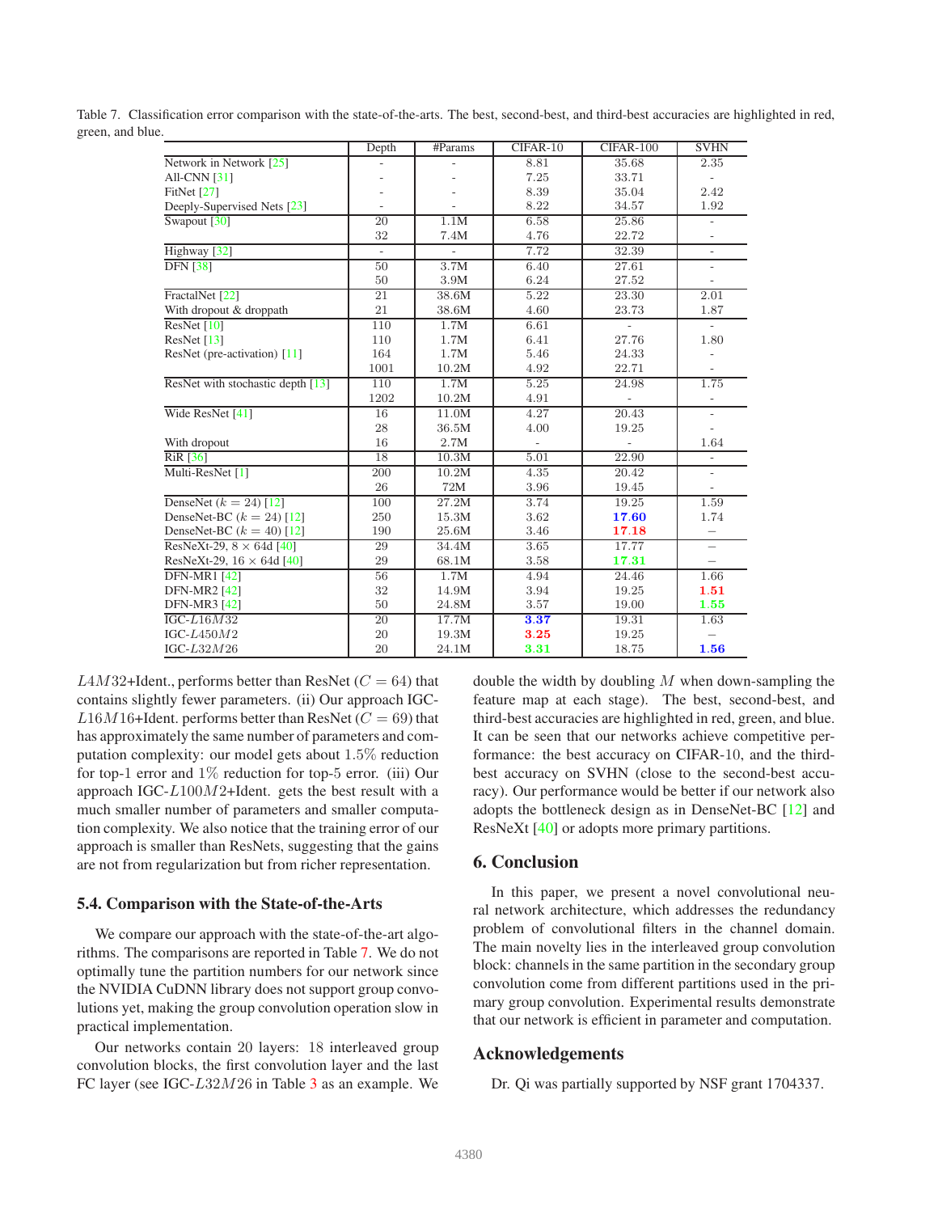Table 7. Classification error comparison with the state-of-the-arts. The best, second-best, and third-best accuracies are highlighted in red, green, and blue.

| | Depth | #Params | CIFAR-10 | CIFAR-100 | SVHN |
|---|---|---|---|---|---|
| Network in Network [25] | - | - | 8.81 | 35.68 | 2.35 |
| All-CNN [31] | - | - | 7.25 | 33.71 | - |
| FitNet [27] | - | - | 8.39 | 35.04 | 2.42 |
| Deeply-Supervised Nets [23] | - | - | 8.22 | 34.57 | 1.92 |
| Swapout [30] | 20 | 1.1M | 6.58 | 25.86 | - |
| | 32 | 7.4M | 4.76 | 22.72 | - |
| Highway [32] | - | - | 7.72 | 32.39 | - |
| DFN [38] | 50 | 3.7M | 6.40 | 27.61 | - |
| | 50 | 3.9M | 6.24 | 27.52 | - |
| FractalNet [22] | 21 | 38.6M | 5.22 | 23.30 | 2.01 |
| With dropout & droppath | 21 | 38.6M | 4.60 | 23.73 | 1.87 |
| ResNet [10] | 110 | 1.7M | 6.61 | - | - |
| ResNet [13] | 110 | 1.7M | 6.41 | 27.76 | 1.80 |
| ResNet (pre-activation) [11] | 164 | 1.7M | 5.46 | 24.33 | - |
| | 1001 | 10.2M | 4.92 | 22.71 | - |
| ResNet with stochastic depth [13] | 110 | 1.7M | 5.25 | 24.98 | 1.75 |
| | 1202 | 10.2M | 4.91 | - | - |
| Wide ResNet [41] | 16 | 11.0M | 4.27 | 20.43 | - |
| | 28 | 36.5M | 4.00 | 19.25 | - |
| With dropout | 16 | 2.7M | - | - | 1.64 |
| RiR [36] | 18 | 10.3M | 5.01 | 22.90 | - |
| Multi-ResNet [1] | 200 | 10.2M | 4.35 | 20.42 | - |
| | 26 | 72M | 3.96 | 19.45 | - |
| DenseNet ($k = 24$) [12] | 100 | 27.2M | 3.74 | 19.25 | 1.59 |
| DenseNet-BC ($k = 24$) [12] | 250 | 15.3M | 3.62 | **17.60** | 1.74 |
| DenseNet-BC ($k = 40$) [12] | 190 | 25.6M | 3.46 | **17.18** | – |
| ResNeXt-29, $8 \times 64$d [40] | 29 | 34.4M | 3.65 | 17.77 | – |
| ResNeXt-29, $16 \times 64$d [40] | 29 | 68.1M | 3.58 | **17.31** | – |
| DFN-MR1 [42] | 56 | 1.7M | 4.94 | 24.46 | 1.66 |
| DFN-MR2 [42] | 32 | 14.9M | 3.94 | 19.25 | **1.51** |
| DFN-MR3 [42] | 50 | 24.8M | 3.57 | 19.00 | **1.55** |
| IGC-$L16M32$ | 20 | 17.7M | **3.37** | 19.31 | 1.63 |
| IGC-$L450M2$ | 20 | 19.3M | **3.25** | 19.25 | – |
| IGC-$L32M26$ | 20 | 24.1M | **3.31** | 18.75 | **1.56** |

$L4M32$+Ident., performs better than ResNet ($C = 64$) that contains slightly fewer parameters. (ii) Our approach IGC-$L16M16$+Ident. performs better than ResNet ($C = 69$) that has approximately the same number of parameters and computation complexity: our model gets about $1.5\%$ reduction for top-1 error and $1\%$ reduction for top-5 error. (iii) Our approach IGC-$L100M2$+Ident. gets the best result with a much smaller number of parameters and smaller computation complexity. We also notice that the training error of our approach is smaller than ResNets, suggesting that the gains are not from regularization but from richer representation.

### 5.4. Comparison with the State-of-the-Arts

We compare our approach with the state-of-the-art algorithms. The comparisons are reported in Table 7. We do not optimally tune the partition numbers for our network since the NVIDIA CuDNN library does not support group convolutions yet, making the group convolution operation slow in practical implementation.

Our networks contain 20 layers: 18 interleaved group convolution blocks, the first convolution layer and the last FC layer (see IGC-$L32M26$ in Table 3 as an example. We double the width by doubling $M$ when down-sampling the feature map at each stage). The best, second-best, and third-best accuracies are highlighted in red, green, and blue. It can be seen that our networks achieve competitive performance: the best accuracy on CIFAR-10, and the third-best accuracy on SVHN (close to the second-best accuracy). Our performance would be better if our network also adopts the bottleneck design as in DenseNet-BC [12] and ResNeXt [40] or adopts more primary partitions.

## 6. Conclusion

In this paper, we present a novel convolutional neural network architecture, which addresses the redundancy problem of convolutional filters in the channel domain. The main novelty lies in the interleaved group convolution block: channels in the same partition in the secondary group convolution come from different partitions used in the primary group convolution. Experimental results demonstrate that our network is efficient in parameter and computation.

## Acknowledgements

Dr. Qi was partially supported by NSF grant 1704337.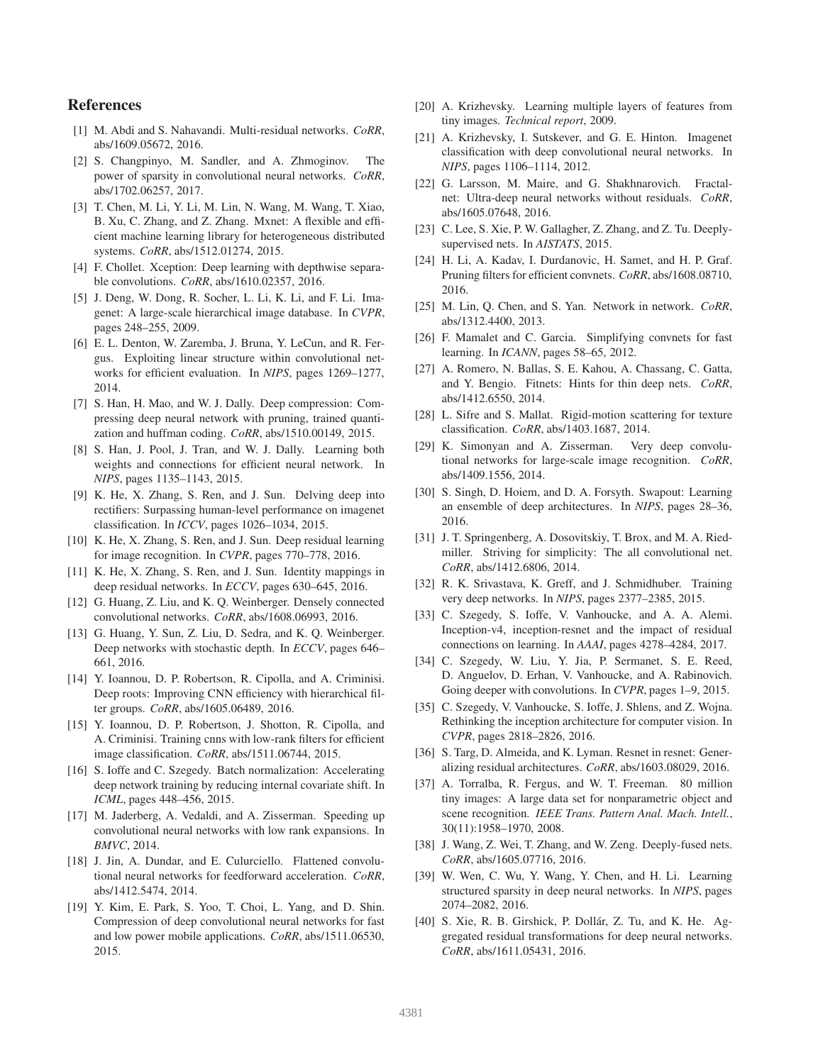## References

[1] M. Abdi and S. Nahavandi. Multi-residual networks. *CoRR*, abs/1609.05672, 2016.

[2] S. Changpinyo, M. Sandler, and A. Zhmoginov. The power of sparsity in convolutional neural networks. *CoRR*, abs/1702.06257, 2017.

[3] T. Chen, M. Li, Y. Li, M. Lin, N. Wang, M. Wang, T. Xiao, B. Xu, C. Zhang, and Z. Zhang. Mxnet: A flexible and efficient machine learning library for heterogeneous distributed systems. *CoRR*, abs/1512.01274, 2015.

[4] F. Chollet. Xception: Deep learning with depthwise separable convolutions. *CoRR*, abs/1610.02357, 2016.

[5] J. Deng, W. Dong, R. Socher, L. Li, K. Li, and F. Li. Imagenet: A large-scale hierarchical image database. In *CVPR*, pages 248–255, 2009.

[6] E. L. Denton, W. Zaremba, J. Bruna, Y. LeCun, and R. Fergus. Exploiting linear structure within convolutional networks for efficient evaluation. In *NIPS*, pages 1269–1277, 2014.

[7] S. Han, H. Mao, and W. J. Dally. Deep compression: Compressing deep neural network with pruning, trained quantization and huffman coding. *CoRR*, abs/1510.00149, 2015.

[8] S. Han, J. Pool, J. Tran, and W. J. Dally. Learning both weights and connections for efficient neural network. In *NIPS*, pages 1135–1143, 2015.

[9] K. He, X. Zhang, S. Ren, and J. Sun. Delving deep into rectifiers: Surpassing human-level performance on imagenet classification. In *ICCV*, pages 1026–1034, 2015.

[10] K. He, X. Zhang, S. Ren, and J. Sun. Deep residual learning for image recognition. In *CVPR*, pages 770–778, 2016.

[11] K. He, X. Zhang, S. Ren, and J. Sun. Identity mappings in deep residual networks. In *ECCV*, pages 630–645, 2016.

[12] G. Huang, Z. Liu, and K. Q. Weinberger. Densely connected convolutional networks. *CoRR*, abs/1608.06993, 2016.

[13] G. Huang, Y. Sun, Z. Liu, D. Sedra, and K. Q. Weinberger. Deep networks with stochastic depth. In *ECCV*, pages 646–661, 2016.

[14] Y. Ioannou, D. P. Robertson, R. Cipolla, and A. Criminisi. Deep roots: Improving CNN efficiency with hierarchical filter groups. *CoRR*, abs/1605.06489, 2016.

[15] Y. Ioannou, D. P. Robertson, J. Shotton, R. Cipolla, and A. Criminisi. Training cnns with low-rank filters for efficient image classification. *CoRR*, abs/1511.06744, 2015.

[16] S. Ioffe and C. Szegedy. Batch normalization: Accelerating deep network training by reducing internal covariate shift. In *ICML*, pages 448–456, 2015.

[17] M. Jaderberg, A. Vedaldi, and A. Zisserman. Speeding up convolutional neural networks with low rank expansions. In *BMVC*, 2014.

[18] J. Jin, A. Dundar, and E. Culurciello. Flattened convolutional neural networks for feedforward acceleration. *CoRR*, abs/1412.5474, 2014.

[19] Y. Kim, E. Park, S. Yoo, T. Choi, L. Yang, and D. Shin. Compression of deep convolutional neural networks for fast and low power mobile applications. *CoRR*, abs/1511.06530, 2015.

[20] A. Krizhevsky. Learning multiple layers of features from tiny images. *Technical report*, 2009.

[21] A. Krizhevsky, I. Sutskever, and G. E. Hinton. Imagenet classification with deep convolutional neural networks. In *NIPS*, pages 1106–1114, 2012.

[22] G. Larsson, M. Maire, and G. Shakhnarovich. Fractalnet: Ultra-deep neural networks without residuals. *CoRR*, abs/1605.07648, 2016.

[23] C. Lee, S. Xie, P. W. Gallagher, Z. Zhang, and Z. Tu. Deeply-supervised nets. In *AISTATS*, 2015.

[24] H. Li, A. Kadav, I. Durdanovic, H. Samet, and H. P. Graf. Pruning filters for efficient convnets. *CoRR*, abs/1608.08710, 2016.

[25] M. Lin, Q. Chen, and S. Yan. Network in network. *CoRR*, abs/1312.4400, 2013.

[26] F. Mamalet and C. Garcia. Simplifying convnets for fast learning. In *ICANN*, pages 58–65, 2012.

[27] A. Romero, N. Ballas, S. E. Kahou, A. Chassang, C. Gatta, and Y. Bengio. Fitnets: Hints for thin deep nets. *CoRR*, abs/1412.6550, 2014.

[28] L. Sifre and S. Mallat. Rigid-motion scattering for texture classification. *CoRR*, abs/1403.1687, 2014.

[29] K. Simonyan and A. Zisserman. Very deep convolutional networks for large-scale image recognition. *CoRR*, abs/1409.1556, 2014.

[30] S. Singh, D. Hoiem, and D. A. Forsyth. Swapout: Learning an ensemble of deep architectures. In *NIPS*, pages 28–36, 2016.

[31] J. T. Springenberg, A. Dosovitskiy, T. Brox, and M. A. Riedmiller. Striving for simplicity: The all convolutional net. *CoRR*, abs/1412.6806, 2014.

[32] R. K. Srivastava, K. Greff, and J. Schmidhuber. Training very deep networks. In *NIPS*, pages 2377–2385, 2015.

[33] C. Szegedy, S. Ioffe, V. Vanhoucke, and A. A. Alemi. Inception-v4, inception-resnet and the impact of residual connections on learning. In *AAAI*, pages 4278–4284, 2017.

[34] C. Szegedy, W. Liu, Y. Jia, P. Sermanet, S. E. Reed, D. Anguelov, D. Erhan, V. Vanhoucke, and A. Rabinovich. Going deeper with convolutions. In *CVPR*, pages 1–9, 2015.

[35] C. Szegedy, V. Vanhoucke, S. Ioffe, J. Shlens, and Z. Wojna. Rethinking the inception architecture for computer vision. In *CVPR*, pages 2818–2826, 2016.

[36] S. Targ, D. Almeida, and K. Lyman. Resnet in resnet: Generalizing residual architectures. *CoRR*, abs/1603.08029, 2016.

[37] A. Torralba, R. Fergus, and W. T. Freeman. 80 million tiny images: A large data set for nonparametric object and scene recognition. *IEEE Trans. Pattern Anal. Mach. Intell.*, 30(11):1958–1970, 2008.

[38] J. Wang, Z. Wei, T. Zhang, and W. Zeng. Deeply-fused nets. *CoRR*, abs/1605.07716, 2016.

[39] W. Wen, C. Wu, Y. Wang, Y. Chen, and H. Li. Learning structured sparsity in deep neural networks. In *NIPS*, pages 2074–2082, 2016.

[40] S. Xie, R. B. Girshick, P. Dollár, Z. Tu, and K. He. Aggregated residual transformations for deep neural networks. *CoRR*, abs/1611.05431, 2016.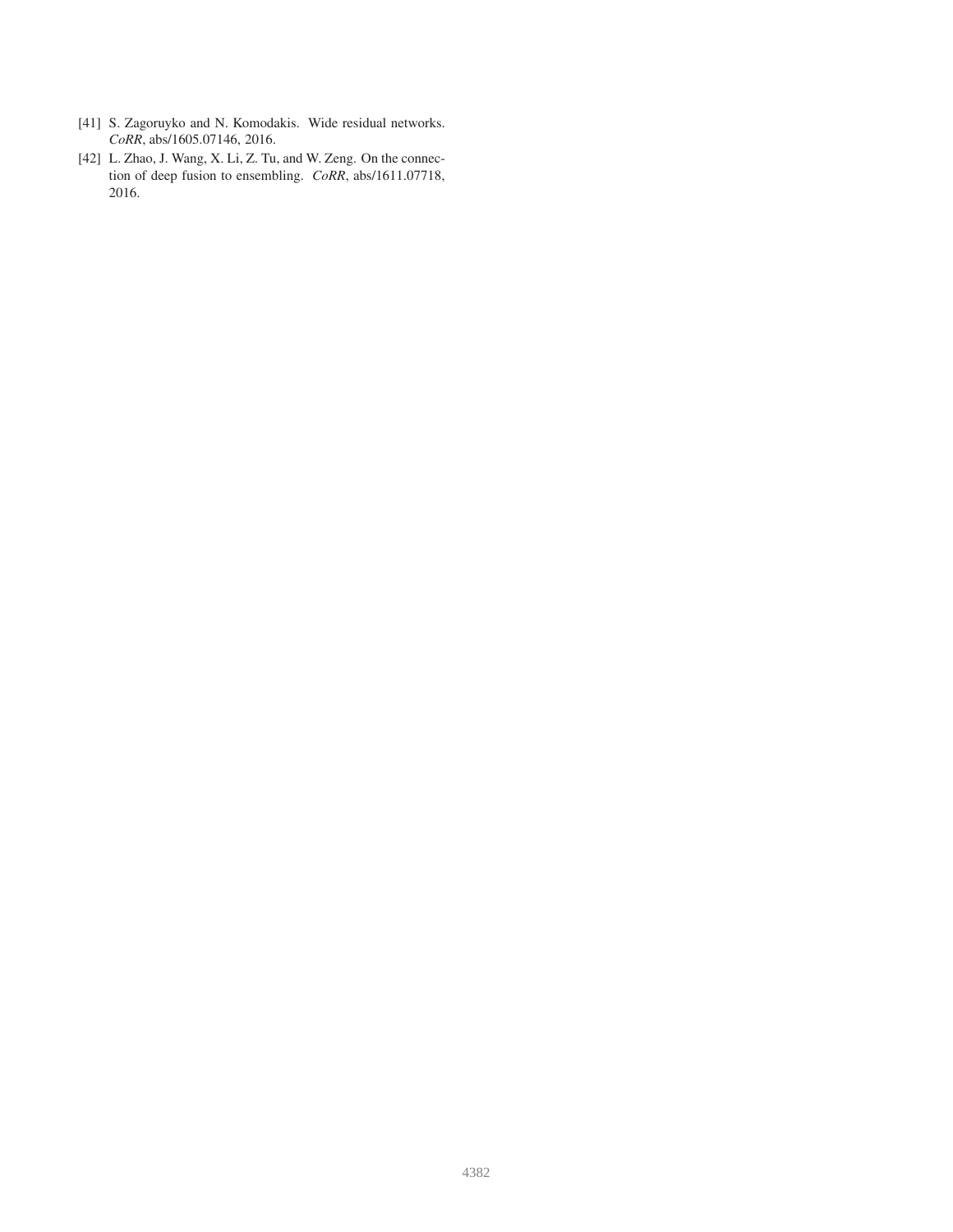[41] S. Zagoruyko and N. Komodakis. Wide residual networks. *CoRR*, abs/1605.07146, 2016.

[42] L. Zhao, J. Wang, X. Li, Z. Tu, and W. Zeng. On the connection of deep fusion to ensembling. *CoRR*, abs/1611.07718, 2016.